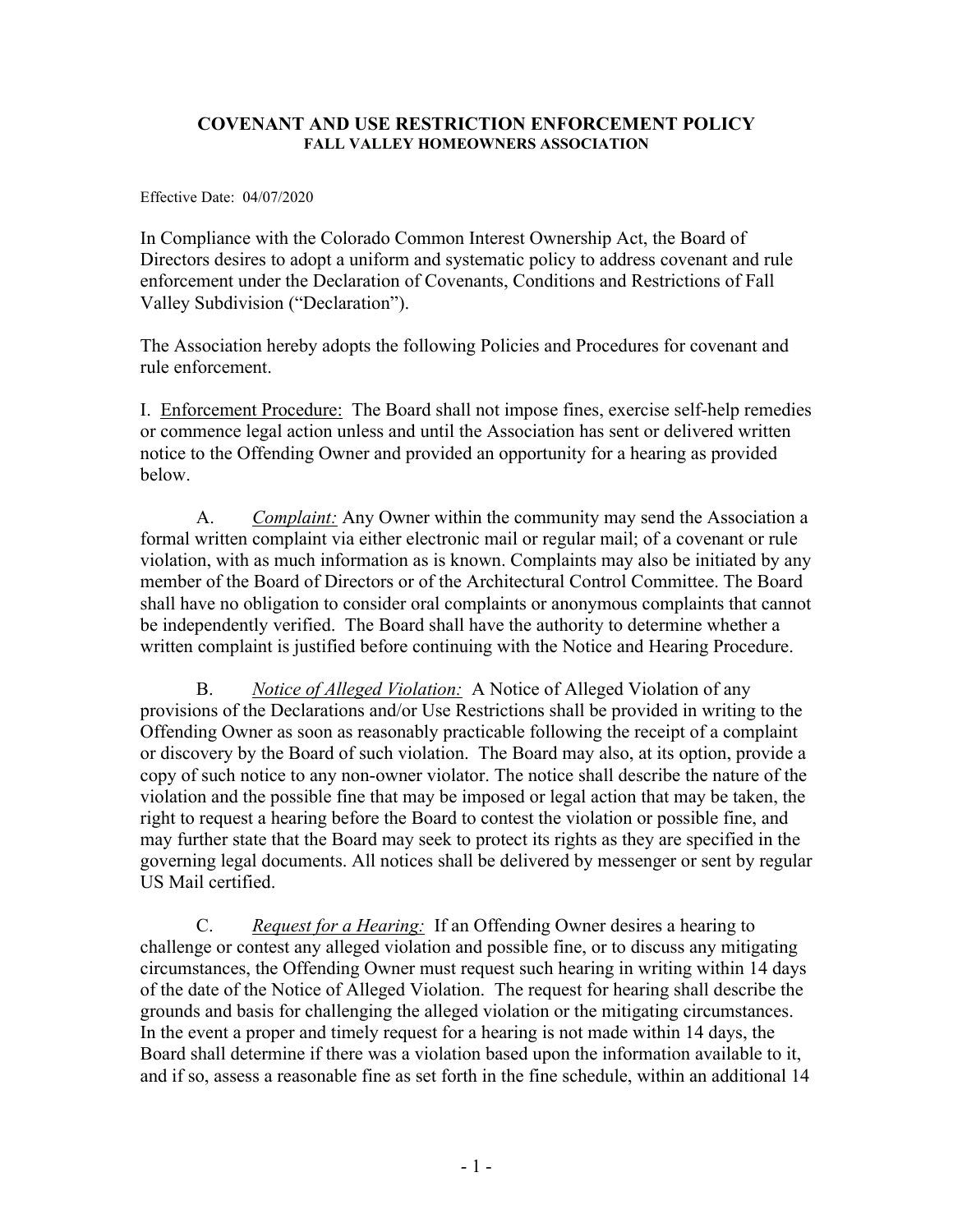# COVENANT AND USE RESTRICTION ENFORCEMENT POLICY
## FALL VALLEY HOMEOWNERS ASSOCIATION

Effective Date: 04/07/2020

In Compliance with the Colorado Common Interest Ownership Act, the Board of Directors desires to adopt a uniform and systematic policy to address covenant and rule enforcement under the Declaration of Covenants, Conditions and Restrictions of Fall Valley Subdivision ("Declaration").

The Association hereby adopts the following Policies and Procedures for covenant and rule enforcement.

I. <u>Enforcement Procedure</u>: The Board shall not impose fines, exercise self-help remedies or commence legal action unless and until the Association has sent or delivered written notice to the Offending Owner and provided an opportunity for a hearing as provided below.

A. *<u>Complaint:</u>* Any Owner within the community may send the Association a formal written complaint via either electronic mail or regular mail; of a covenant or rule violation, with as much information as is known. Complaints may also be initiated by any member of the Board of Directors or of the Architectural Control Committee. The Board shall have no obligation to consider oral complaints or anonymous complaints that cannot be independently verified. The Board shall have the authority to determine whether a written complaint is justified before continuing with the Notice and Hearing Procedure.

B. *<u>Notice of Alleged Violation:</u>* A Notice of Alleged Violation of any provisions of the Declarations and/or Use Restrictions shall be provided in writing to the Offending Owner as soon as reasonably practicable following the receipt of a complaint or discovery by the Board of such violation. The Board may also, at its option, provide a copy of such notice to any non-owner violator. The notice shall describe the nature of the violation and the possible fine that may be imposed or legal action that may be taken, the right to request a hearing before the Board to contest the violation or possible fine, and may further state that the Board may seek to protect its rights as they are specified in the governing legal documents. All notices shall be delivered by messenger or sent by regular US Mail certified.

C. *<u>Request for a Hearing:</u>* If an Offending Owner desires a hearing to challenge or contest any alleged violation and possible fine, or to discuss any mitigating circumstances, the Offending Owner must request such hearing in writing within 14 days of the date of the Notice of Alleged Violation. The request for hearing shall describe the grounds and basis for challenging the alleged violation or the mitigating circumstances. In the event a proper and timely request for a hearing is not made within 14 days, the Board shall determine if there was a violation based upon the information available to it, and if so, assess a reasonable fine as set forth in the fine schedule, within an additional 14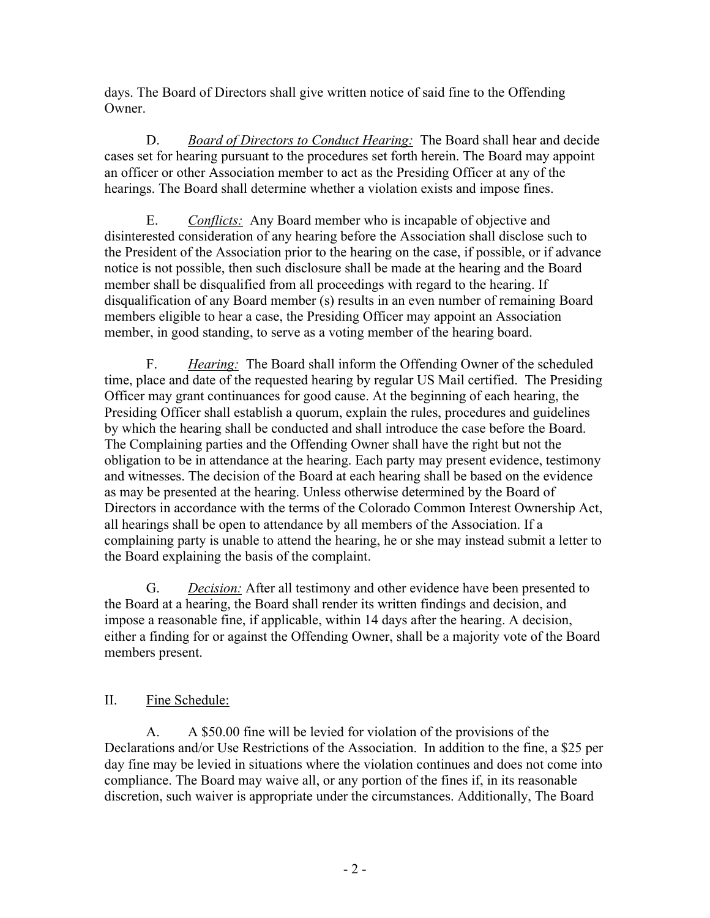days. The Board of Directors shall give written notice of said fine to the Offending Owner.

D. *Board of Directors to Conduct Hearing:* The Board shall hear and decide cases set for hearing pursuant to the procedures set forth herein. The Board may appoint an officer or other Association member to act as the Presiding Officer at any of the hearings. The Board shall determine whether a violation exists and impose fines.

E. *Conflicts:* Any Board member who is incapable of objective and disinterested consideration of any hearing before the Association shall disclose such to the President of the Association prior to the hearing on the case, if possible, or if advance notice is not possible, then such disclosure shall be made at the hearing and the Board member shall be disqualified from all proceedings with regard to the hearing. If disqualification of any Board member (s) results in an even number of remaining Board members eligible to hear a case, the Presiding Officer may appoint an Association member, in good standing, to serve as a voting member of the hearing board.

F. *Hearing:* The Board shall inform the Offending Owner of the scheduled time, place and date of the requested hearing by regular US Mail certified. The Presiding Officer may grant continuances for good cause. At the beginning of each hearing, the Presiding Officer shall establish a quorum, explain the rules, procedures and guidelines by which the hearing shall be conducted and shall introduce the case before the Board. The Complaining parties and the Offending Owner shall have the right but not the obligation to be in attendance at the hearing. Each party may present evidence, testimony and witnesses. The decision of the Board at each hearing shall be based on the evidence as may be presented at the hearing. Unless otherwise determined by the Board of Directors in accordance with the terms of the Colorado Common Interest Ownership Act, all hearings shall be open to attendance by all members of the Association. If a complaining party is unable to attend the hearing, he or she may instead submit a letter to the Board explaining the basis of the complaint.

G. *Decision:* After all testimony and other evidence have been presented to the Board at a hearing, the Board shall render its written findings and decision, and impose a reasonable fine, if applicable, within 14 days after the hearing. A decision, either a finding for or against the Offending Owner, shall be a majority vote of the Board members present.

II. Fine Schedule:

A. A $50.00 fine will be levied for violation of the provisions of the Declarations and/or Use Restrictions of the Association. In addition to the fine, a $25 per day fine may be levied in situations where the violation continues and does not come into compliance. The Board may waive all, or any portion of the fines if, in its reasonable discretion, such waiver is appropriate under the circumstances. Additionally, The Board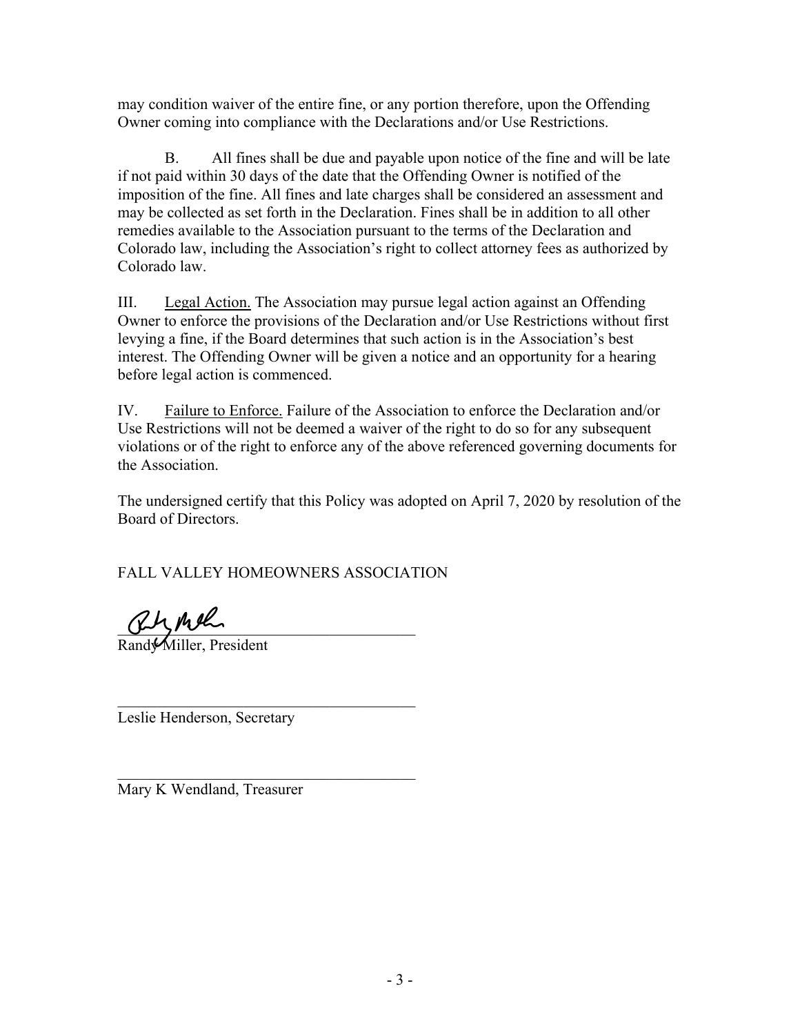may condition waiver of the entire fine, or any portion therefore, upon the Offending Owner coming into compliance with the Declarations and/or Use Restrictions.

B. All fines shall be due and payable upon notice of the fine and will be late if not paid within 30 days of the date that the Offending Owner is notified of the imposition of the fine. All fines and late charges shall be considered an assessment and may be collected as set forth in the Declaration. Fines shall be in addition to all other remedies available to the Association pursuant to the terms of the Declaration and Colorado law, including the Association's right to collect attorney fees as authorized by Colorado law.

III. Legal Action. The Association may pursue legal action against an Offending Owner to enforce the provisions of the Declaration and/or Use Restrictions without first levying a fine, if the Board determines that such action is in the Association's best interest. The Offending Owner will be given a notice and an opportunity for a hearing before legal action is commenced.

IV. Failure to Enforce. Failure of the Association to enforce the Declaration and/or Use Restrictions will not be deemed a waiver of the right to do so for any subsequent violations or of the right to enforce any of the above referenced governing documents for the Association.

The undersigned certify that this Policy was adopted on April 7, 2020 by resolution of the Board of Directors.

FALL VALLEY HOMEOWNERS ASSOCIATION

\_\_\_\_\_\_\_\_\_\_\_\_\_\_\_\_\_\_\_\_\_\_\_\_\_\_\_\_\_\_\_\_\_\_\_\_\_\_\_\_
Randy Miller, President

\_\_\_\_\_\_\_\_\_\_\_\_\_\_\_\_\_\_\_\_\_\_\_\_\_\_\_\_\_\_\_\_\_\_\_\_\_\_\_\_
Leslie Henderson, Secretary

\_\_\_\_\_\_\_\_\_\_\_\_\_\_\_\_\_\_\_\_\_\_\_\_\_\_\_\_\_\_\_\_\_\_\_\_\_\_\_\_
Mary K Wendland, Treasurer